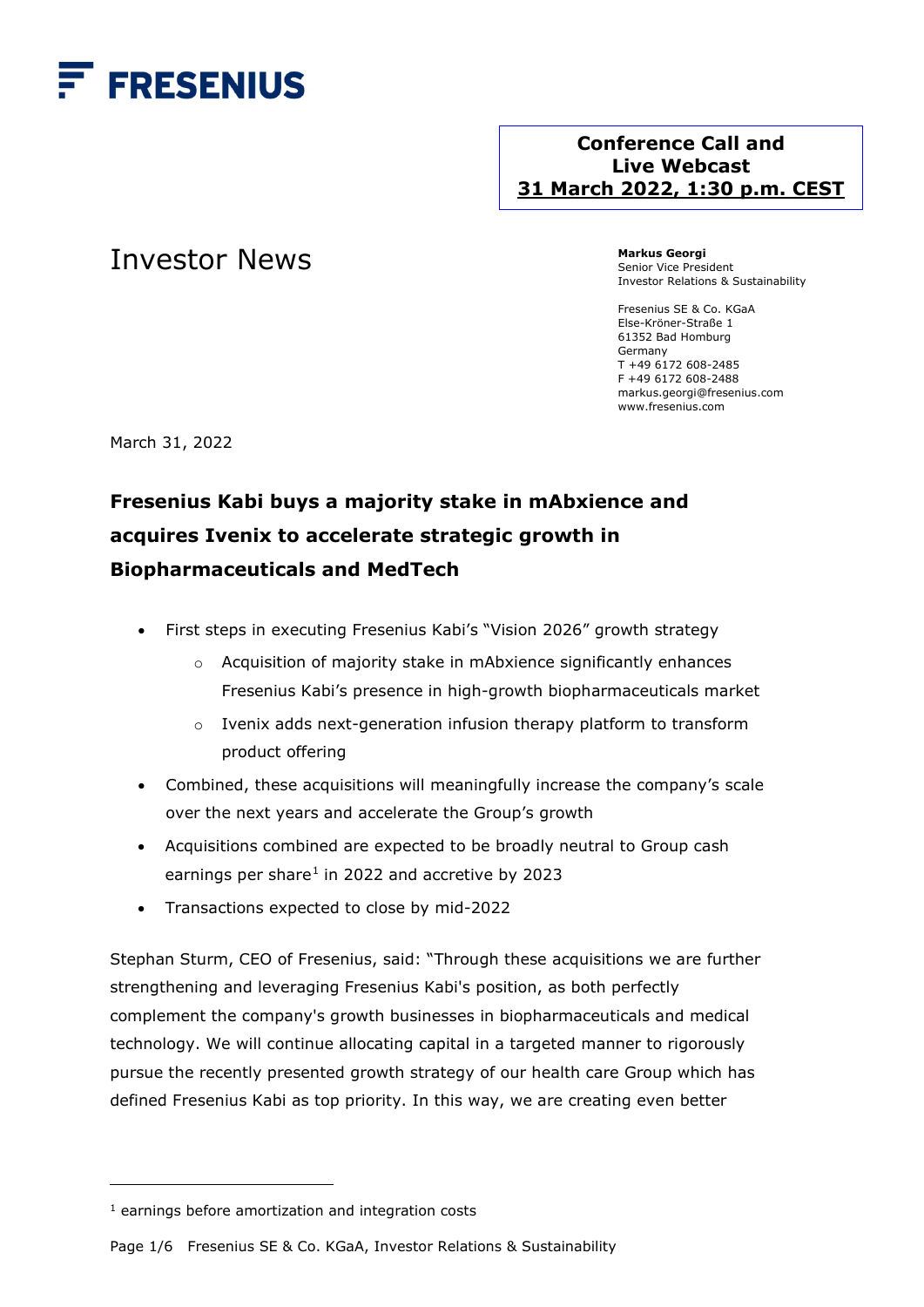FRESENIUS

**Conference Call and Live Webcast**
**31 March 2022, 1:30 p.m. CEST**

# Investor News

**Markus Georgi**
Senior Vice President
Investor Relations & Sustainability

Fresenius SE & Co. KGaA
Else-Kröner-Straße 1
61352 Bad Homburg
Germany
T +49 6172 608-2485
F +49 6172 608-2488
markus.georgi@fresenius.com
www.fresenius.com

March 31, 2022

## Fresenius Kabi buys a majority stake in mAbxience and acquires Ivenix to accelerate strategic growth in Biopharmaceuticals and MedTech

- First steps in executing Fresenius Kabi's "Vision 2026" growth strategy
  - Acquisition of majority stake in mAbxience significantly enhances Fresenius Kabi's presence in high-growth biopharmaceuticals market
  - Ivenix adds next-generation infusion therapy platform to transform product offering
- Combined, these acquisitions will meaningfully increase the company's scale over the next years and accelerate the Group's growth
- Acquisitions combined are expected to be broadly neutral to Group cash earnings per share[1] in 2022 and accretive by 2023
- Transactions expected to close by mid-2022

Stephan Sturm, CEO of Fresenius, said: "Through these acquisitions we are further strengthening and leveraging Fresenius Kabi's position, as both perfectly complement the company's growth businesses in biopharmaceuticals and medical technology. We will continue allocating capital in a targeted manner to rigorously pursue the recently presented growth strategy of our health care Group which has defined Fresenius Kabi as top priority. In this way, we are creating even better

[1] earnings before amortization and integration costs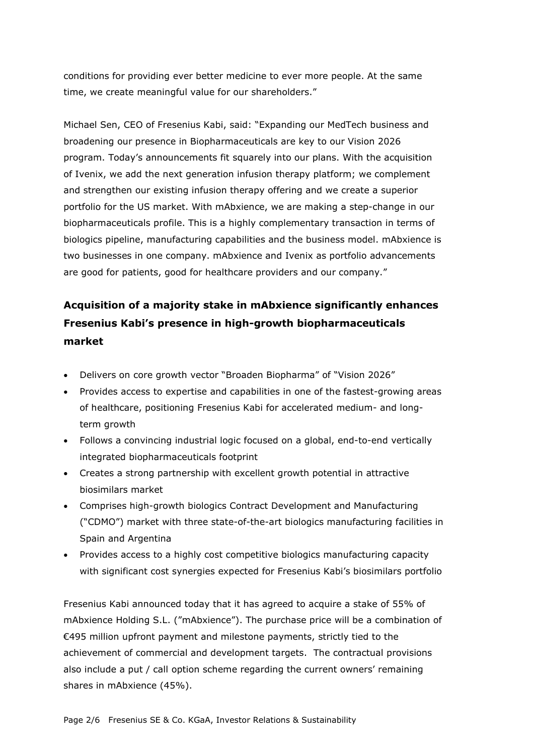conditions for providing ever better medicine to ever more people. At the same time, we create meaningful value for our shareholders."

Michael Sen, CEO of Fresenius Kabi, said: "Expanding our MedTech business and broadening our presence in Biopharmaceuticals are key to our Vision 2026 program. Today's announcements fit squarely into our plans. With the acquisition of Ivenix, we add the next generation infusion therapy platform; we complement and strengthen our existing infusion therapy offering and we create a superior portfolio for the US market. With mAbxience, we are making a step-change in our biopharmaceuticals profile. This is a highly complementary transaction in terms of biologics pipeline, manufacturing capabilities and the business model. mAbxience is two businesses in one company. mAbxience and Ivenix as portfolio advancements are good for patients, good for healthcare providers and our company."

## Acquisition of a majority stake in mAbxience significantly enhances Fresenius Kabi's presence in high-growth biopharmaceuticals market

- Delivers on core growth vector "Broaden Biopharma" of "Vision 2026"
- Provides access to expertise and capabilities in one of the fastest-growing areas of healthcare, positioning Fresenius Kabi for accelerated medium- and long-term growth
- Follows a convincing industrial logic focused on a global, end-to-end vertically integrated biopharmaceuticals footprint
- Creates a strong partnership with excellent growth potential in attractive biosimilars market
- Comprises high-growth biologics Contract Development and Manufacturing ("CDMO") market with three state-of-the-art biologics manufacturing facilities in Spain and Argentina
- Provides access to a highly cost competitive biologics manufacturing capacity with significant cost synergies expected for Fresenius Kabi's biosimilars portfolio

Fresenius Kabi announced today that it has agreed to acquire a stake of 55% of mAbxience Holding S.L. ("mAbxience"). The purchase price will be a combination of €495 million upfront payment and milestone payments, strictly tied to the achievement of commercial and development targets. The contractual provisions also include a put / call option scheme regarding the current owners' remaining shares in mAbxience (45%).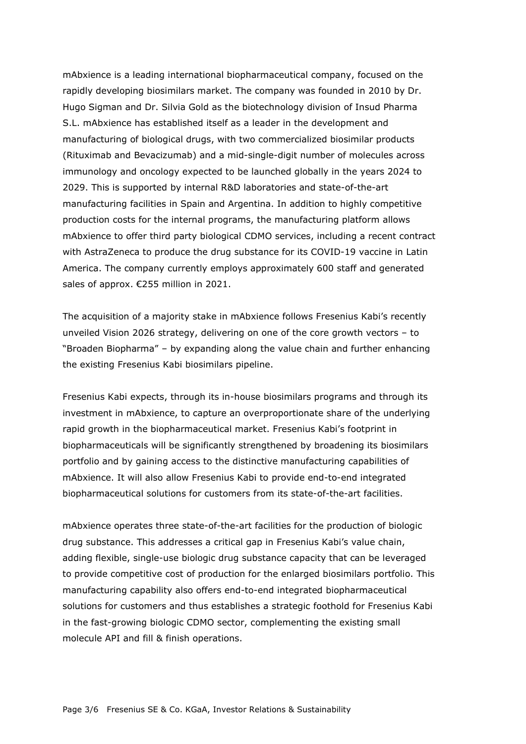mAbxience is a leading international biopharmaceutical company, focused on the rapidly developing biosimilars market. The company was founded in 2010 by Dr. Hugo Sigman and Dr. Silvia Gold as the biotechnology division of Insud Pharma S.L. mAbxience has established itself as a leader in the development and manufacturing of biological drugs, with two commercialized biosimilar products (Rituximab and Bevacizumab) and a mid-single-digit number of molecules across immunology and oncology expected to be launched globally in the years 2024 to 2029. This is supported by internal R&D laboratories and state-of-the-art manufacturing facilities in Spain and Argentina. In addition to highly competitive production costs for the internal programs, the manufacturing platform allows mAbxience to offer third party biological CDMO services, including a recent contract with AstraZeneca to produce the drug substance for its COVID-19 vaccine in Latin America. The company currently employs approximately 600 staff and generated sales of approx. €255 million in 2021.

The acquisition of a majority stake in mAbxience follows Fresenius Kabi's recently unveiled Vision 2026 strategy, delivering on one of the core growth vectors – to "Broaden Biopharma" – by expanding along the value chain and further enhancing the existing Fresenius Kabi biosimilars pipeline.

Fresenius Kabi expects, through its in-house biosimilars programs and through its investment in mAbxience, to capture an overproportionate share of the underlying rapid growth in the biopharmaceutical market. Fresenius Kabi's footprint in biopharmaceuticals will be significantly strengthened by broadening its biosimilars portfolio and by gaining access to the distinctive manufacturing capabilities of mAbxience. It will also allow Fresenius Kabi to provide end-to-end integrated biopharmaceutical solutions for customers from its state-of-the-art facilities.

mAbxience operates three state-of-the-art facilities for the production of biologic drug substance. This addresses a critical gap in Fresenius Kabi's value chain, adding flexible, single-use biologic drug substance capacity that can be leveraged to provide competitive cost of production for the enlarged biosimilars portfolio. This manufacturing capability also offers end-to-end integrated biopharmaceutical solutions for customers and thus establishes a strategic foothold for Fresenius Kabi in the fast-growing biologic CDMO sector, complementing the existing small molecule API and fill & finish operations.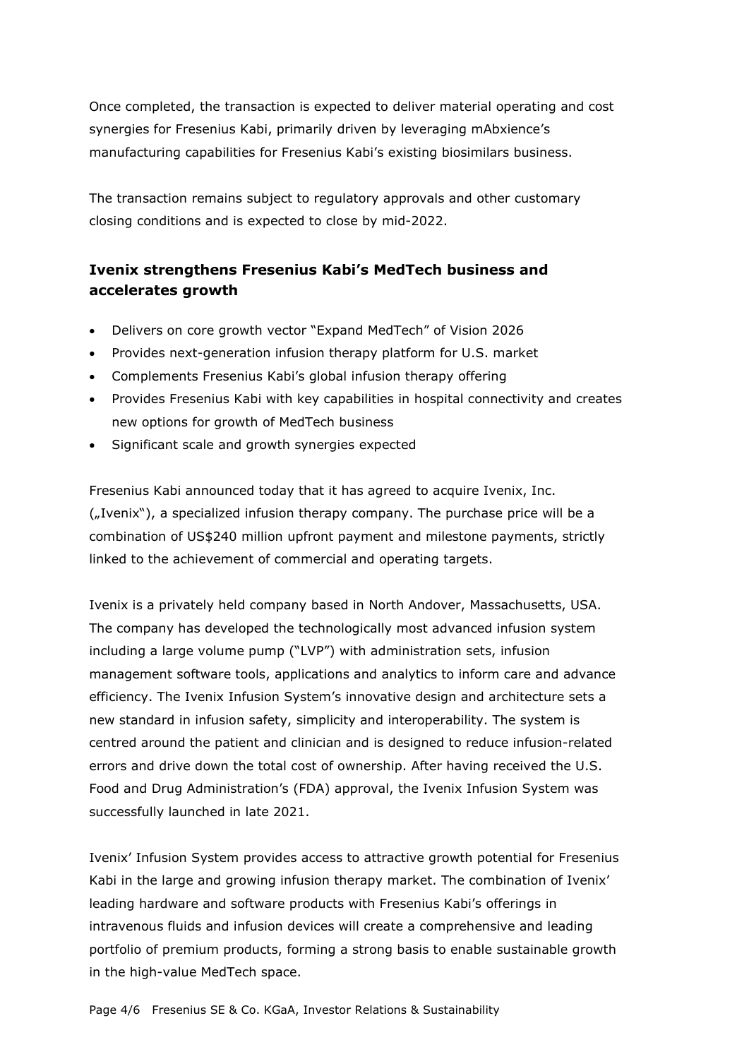Once completed, the transaction is expected to deliver material operating and cost synergies for Fresenius Kabi, primarily driven by leveraging mAbxience's manufacturing capabilities for Fresenius Kabi's existing biosimilars business.

The transaction remains subject to regulatory approvals and other customary closing conditions and is expected to close by mid-2022.

## Ivenix strengthens Fresenius Kabi's MedTech business and accelerates growth

- Delivers on core growth vector "Expand MedTech" of Vision 2026
- Provides next-generation infusion therapy platform for U.S. market
- Complements Fresenius Kabi's global infusion therapy offering
- Provides Fresenius Kabi with key capabilities in hospital connectivity and creates new options for growth of MedTech business
- Significant scale and growth synergies expected

Fresenius Kabi announced today that it has agreed to acquire Ivenix, Inc. („Ivenix"), a specialized infusion therapy company. The purchase price will be a combination of US$240 million upfront payment and milestone payments, strictly linked to the achievement of commercial and operating targets.

Ivenix is a privately held company based in North Andover, Massachusetts, USA. The company has developed the technologically most advanced infusion system including a large volume pump ("LVP") with administration sets, infusion management software tools, applications and analytics to inform care and advance efficiency. The Ivenix Infusion System's innovative design and architecture sets a new standard in infusion safety, simplicity and interoperability. The system is centred around the patient and clinician and is designed to reduce infusion-related errors and drive down the total cost of ownership. After having received the U.S. Food and Drug Administration's (FDA) approval, the Ivenix Infusion System was successfully launched in late 2021.

Ivenix' Infusion System provides access to attractive growth potential for Fresenius Kabi in the large and growing infusion therapy market. The combination of Ivenix' leading hardware and software products with Fresenius Kabi's offerings in intravenous fluids and infusion devices will create a comprehensive and leading portfolio of premium products, forming a strong basis to enable sustainable growth in the high-value MedTech space.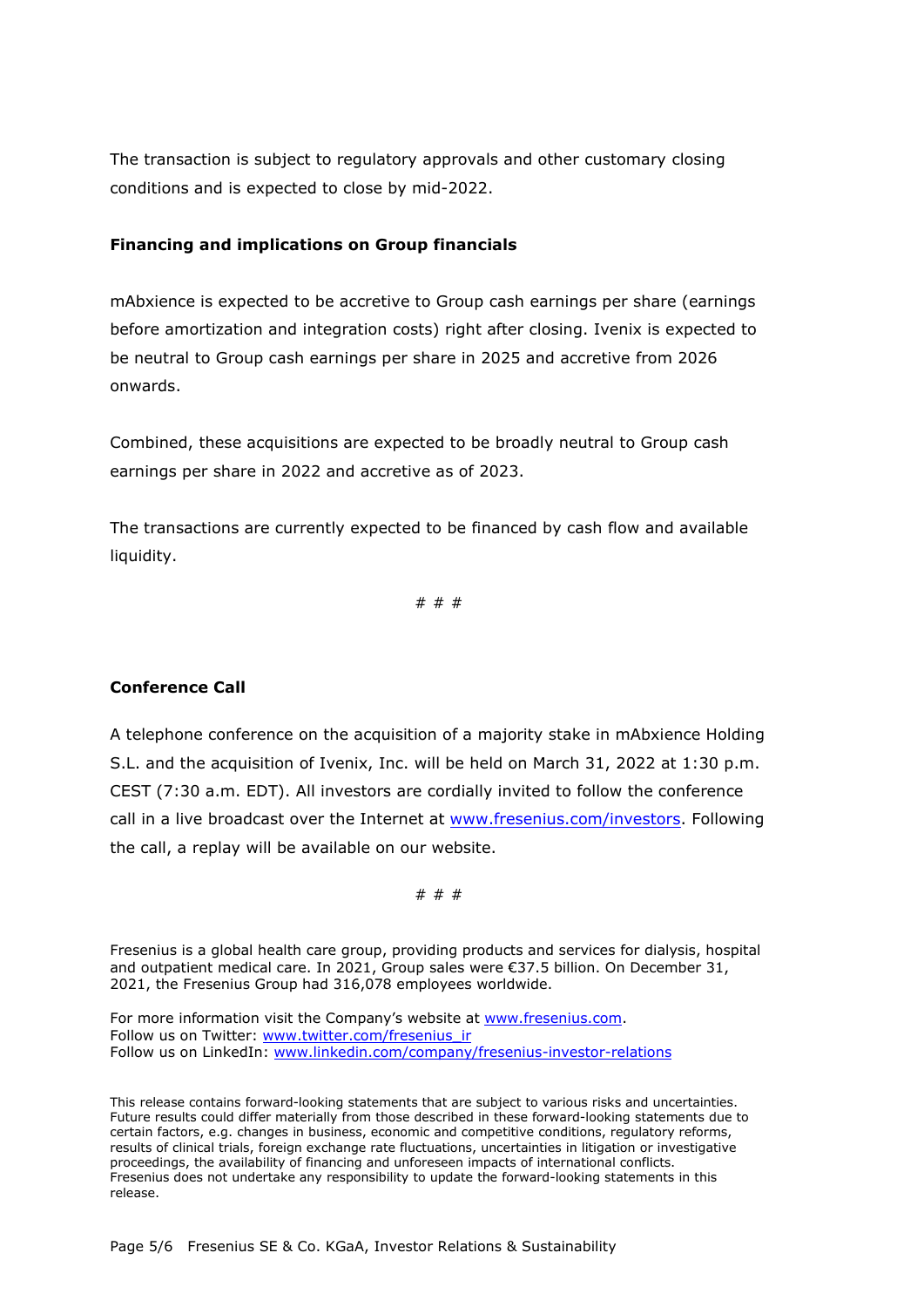The transaction is subject to regulatory approvals and other customary closing conditions and is expected to close by mid-2022.

**Financing and implications on Group financials**

mAbxience is expected to be accretive to Group cash earnings per share (earnings before amortization and integration costs) right after closing. Ivenix is expected to be neutral to Group cash earnings per share in 2025 and accretive from 2026 onwards.

Combined, these acquisitions are expected to be broadly neutral to Group cash earnings per share in 2022 and accretive as of 2023.

The transactions are currently expected to be financed by cash flow and available liquidity.

# # #

**Conference Call**

A telephone conference on the acquisition of a majority stake in mAbxience Holding S.L. and the acquisition of Ivenix, Inc. will be held on March 31, 2022 at 1:30 p.m. CEST (7:30 a.m. EDT). All investors are cordially invited to follow the conference call in a live broadcast over the Internet at www.fresenius.com/investors. Following the call, a replay will be available on our website.

# # #

Fresenius is a global health care group, providing products and services for dialysis, hospital and outpatient medical care. In 2021, Group sales were €37.5 billion. On December 31, 2021, the Fresenius Group had 316,078 employees worldwide.

For more information visit the Company's website at www.fresenius.com.
Follow us on Twitter: www.twitter.com/fresenius_ir
Follow us on LinkedIn: www.linkedin.com/company/fresenius-investor-relations

This release contains forward-looking statements that are subject to various risks and uncertainties. Future results could differ materially from those described in these forward-looking statements due to certain factors, e.g. changes in business, economic and competitive conditions, regulatory reforms, results of clinical trials, foreign exchange rate fluctuations, uncertainties in litigation or investigative proceedings, the availability of financing and unforeseen impacts of international conflicts. Fresenius does not undertake any responsibility to update the forward-looking statements in this release.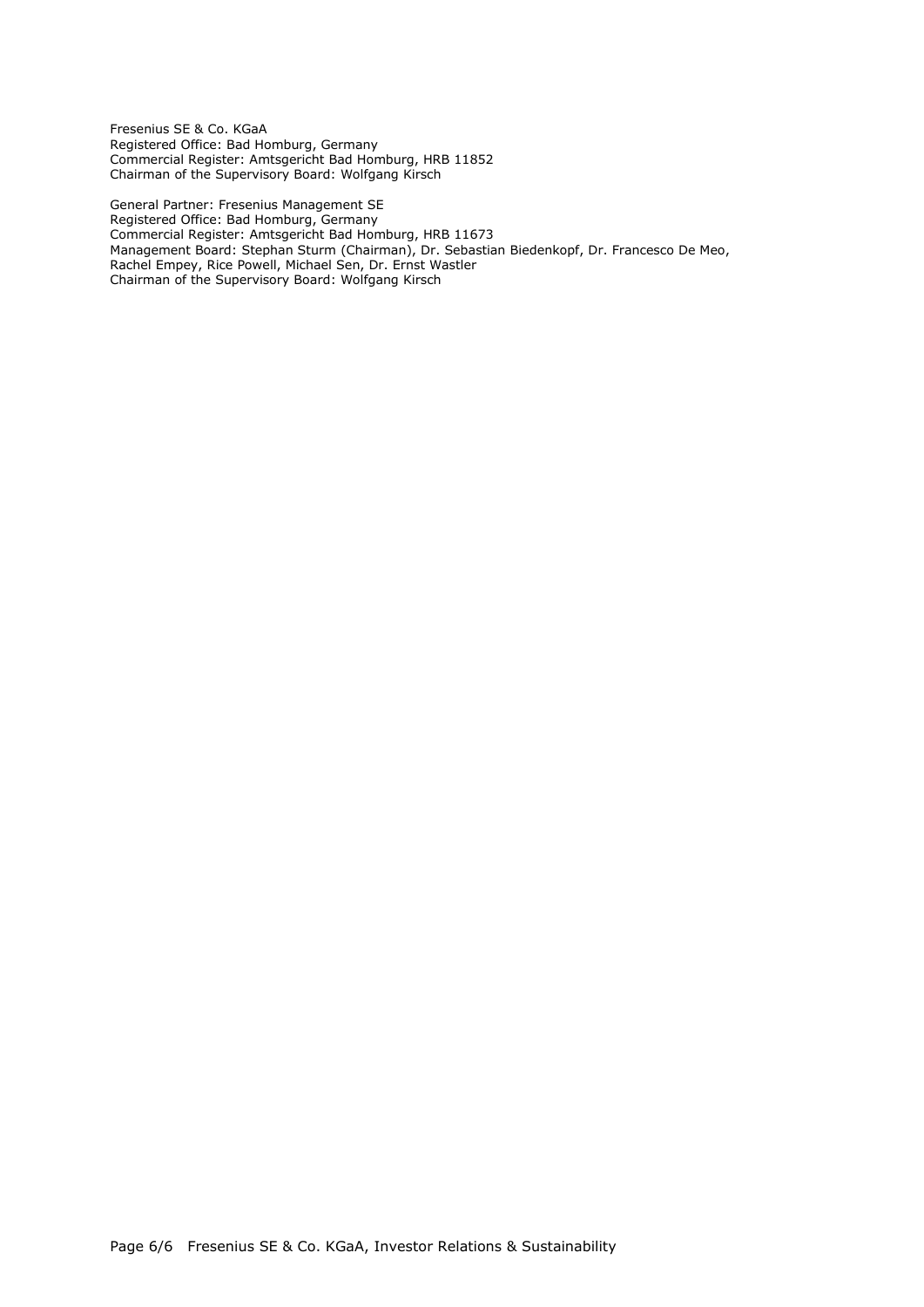Fresenius SE & Co. KGaA
Registered Office: Bad Homburg, Germany
Commercial Register: Amtsgericht Bad Homburg, HRB 11852
Chairman of the Supervisory Board: Wolfgang Kirsch

General Partner: Fresenius Management SE
Registered Office: Bad Homburg, Germany
Commercial Register: Amtsgericht Bad Homburg, HRB 11673
Management Board: Stephan Sturm (Chairman), Dr. Sebastian Biedenkopf, Dr. Francesco De Meo, Rachel Empey, Rice Powell, Michael Sen, Dr. Ernst Wastler
Chairman of the Supervisory Board: Wolfgang Kirsch